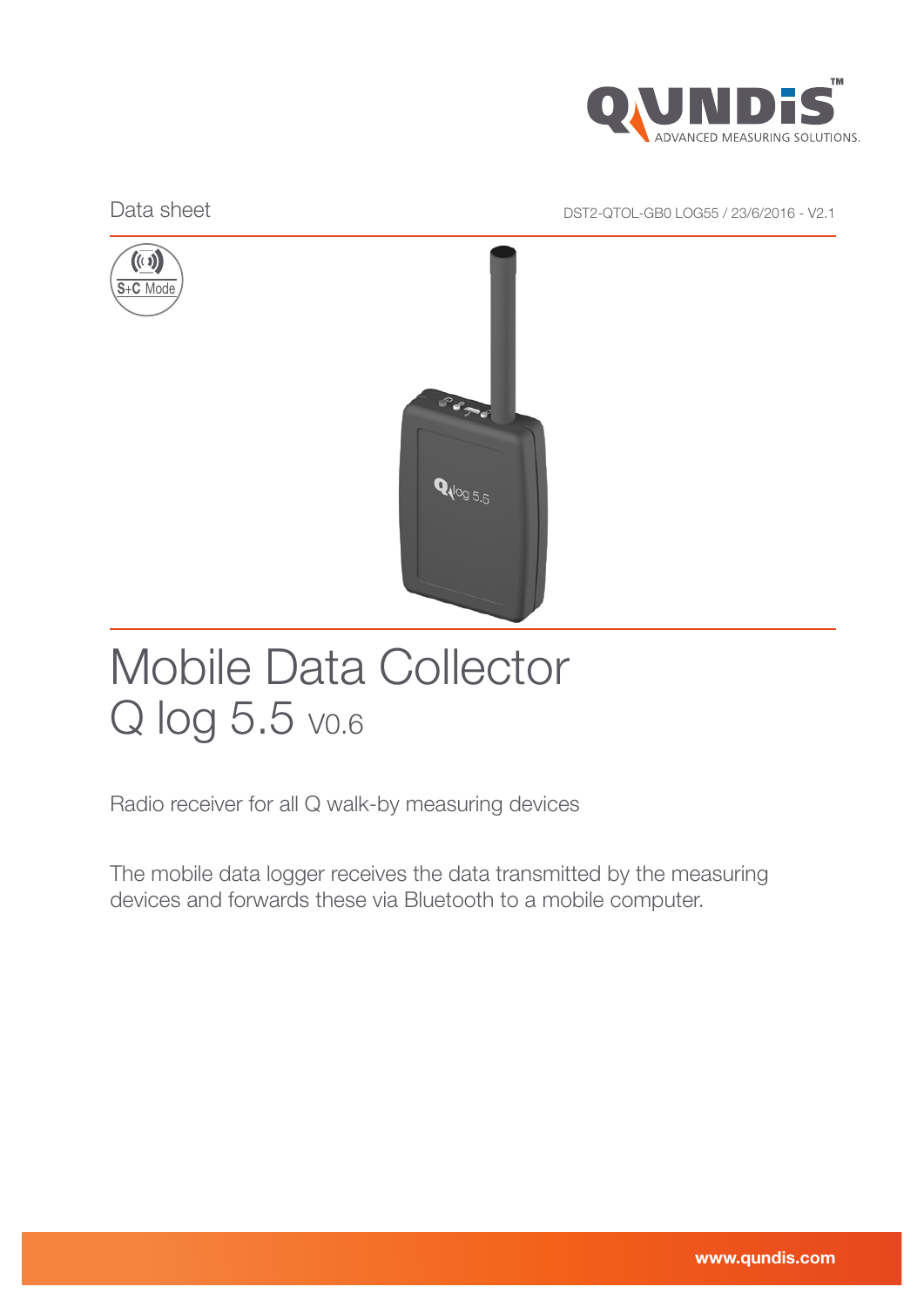Data sheet

DST2-QTOL-GB0 LOG55 / 23/6/2016 - V2.1

S+C Mode

# Mobile Data Collector
# Q log 5.5 V0.6

Radio receiver for all Q walk-by measuring devices

The mobile data logger receives the data transmitted by the measuring devices and forwards these via Bluetooth to a mobile computer.

www.qundis.com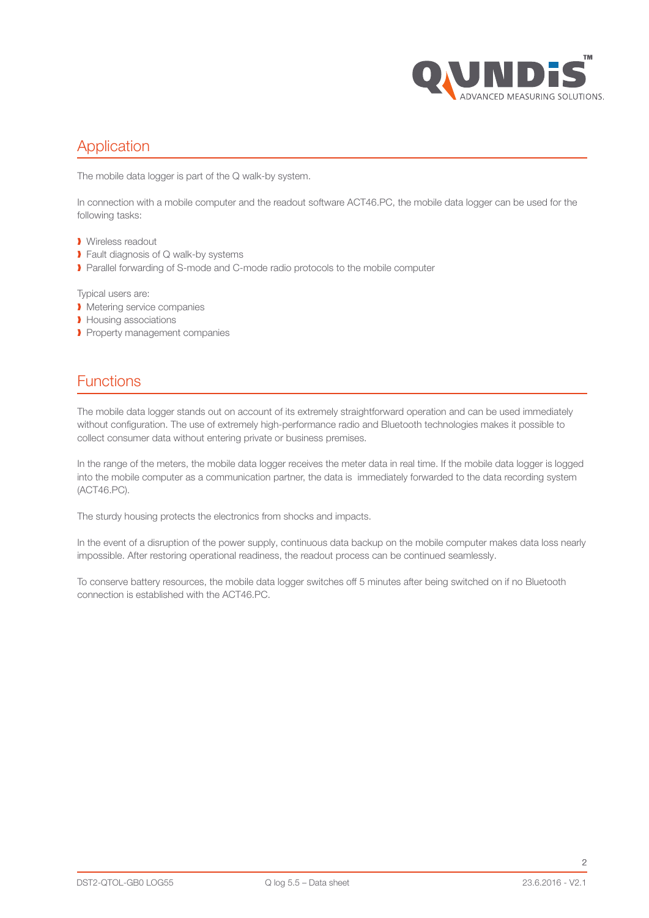## Application

The mobile data logger is part of the Q walk-by system.

In connection with a mobile computer and the readout software ACT46.PC, the mobile data logger can be used for the following tasks:

- Wireless readout
- Fault diagnosis of Q walk-by systems
- Parallel forwarding of S-mode and C-mode radio protocols to the mobile computer

Typical users are:

- Metering service companies
- Housing associations
- Property management companies

## Functions

The mobile data logger stands out on account of its extremely straightforward operation and can be used immediately without configuration. The use of extremely high-performance radio and Bluetooth technologies makes it possible to collect consumer data without entering private or business premises.

In the range of the meters, the mobile data logger receives the meter data in real time. If the mobile data logger is logged into the mobile computer as a communication partner, the data is immediately forwarded to the data recording system (ACT46.PC).

The sturdy housing protects the electronics from shocks and impacts.

In the event of a disruption of the power supply, continuous data backup on the mobile computer makes data loss nearly impossible. After restoring operational readiness, the readout process can be continued seamlessly.

To conserve battery resources, the mobile data logger switches off 5 minutes after being switched on if no Bluetooth connection is established with the ACT46.PC.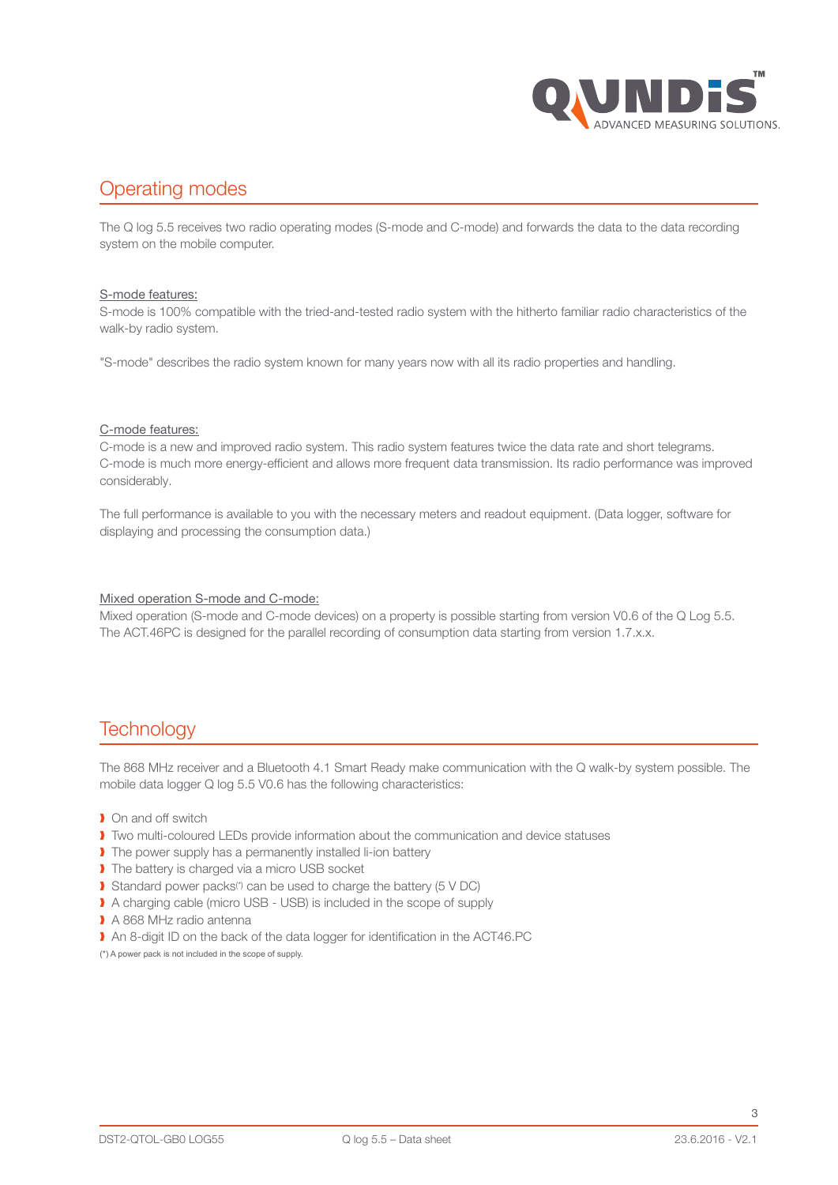## Operating modes

The Q log 5.5 receives two radio operating modes (S-mode and C-mode) and forwards the data to the data recording system on the mobile computer.

S-mode features:
S-mode is 100% compatible with the tried-and-tested radio system with the hitherto familiar radio characteristics of the walk-by radio system.

"S-mode" describes the radio system known for many years now with all its radio properties and handling.

C-mode features:
C-mode is a new and improved radio system. This radio system features twice the data rate and short telegrams. C-mode is much more energy-efficient and allows more frequent data transmission. Its radio performance was improved considerably.

The full performance is available to you with the necessary meters and readout equipment. (Data logger, software for displaying and processing the consumption data.)

Mixed operation S-mode and C-mode:
Mixed operation (S-mode and C-mode devices) on a property is possible starting from version V0.6 of the Q Log 5.5. The ACT.46PC is designed for the parallel recording of consumption data starting from version 1.7.x.x.

## Technology

The 868 MHz receiver and a Bluetooth 4.1 Smart Ready make communication with the Q walk-by system possible. The mobile data logger Q log 5.5 V0.6 has the following characteristics:

- On and off switch
- Two multi-coloured LEDs provide information about the communication and device statuses
- The power supply has a permanently installed li-ion battery
- The battery is charged via a micro USB socket
- Standard power packs(*) can be used to charge the battery (5 V DC)
- A charging cable (micro USB - USB) is included in the scope of supply
- A 868 MHz radio antenna
- An 8-digit ID on the back of the data logger for identification in the ACT46.PC

(*) A power pack is not included in the scope of supply.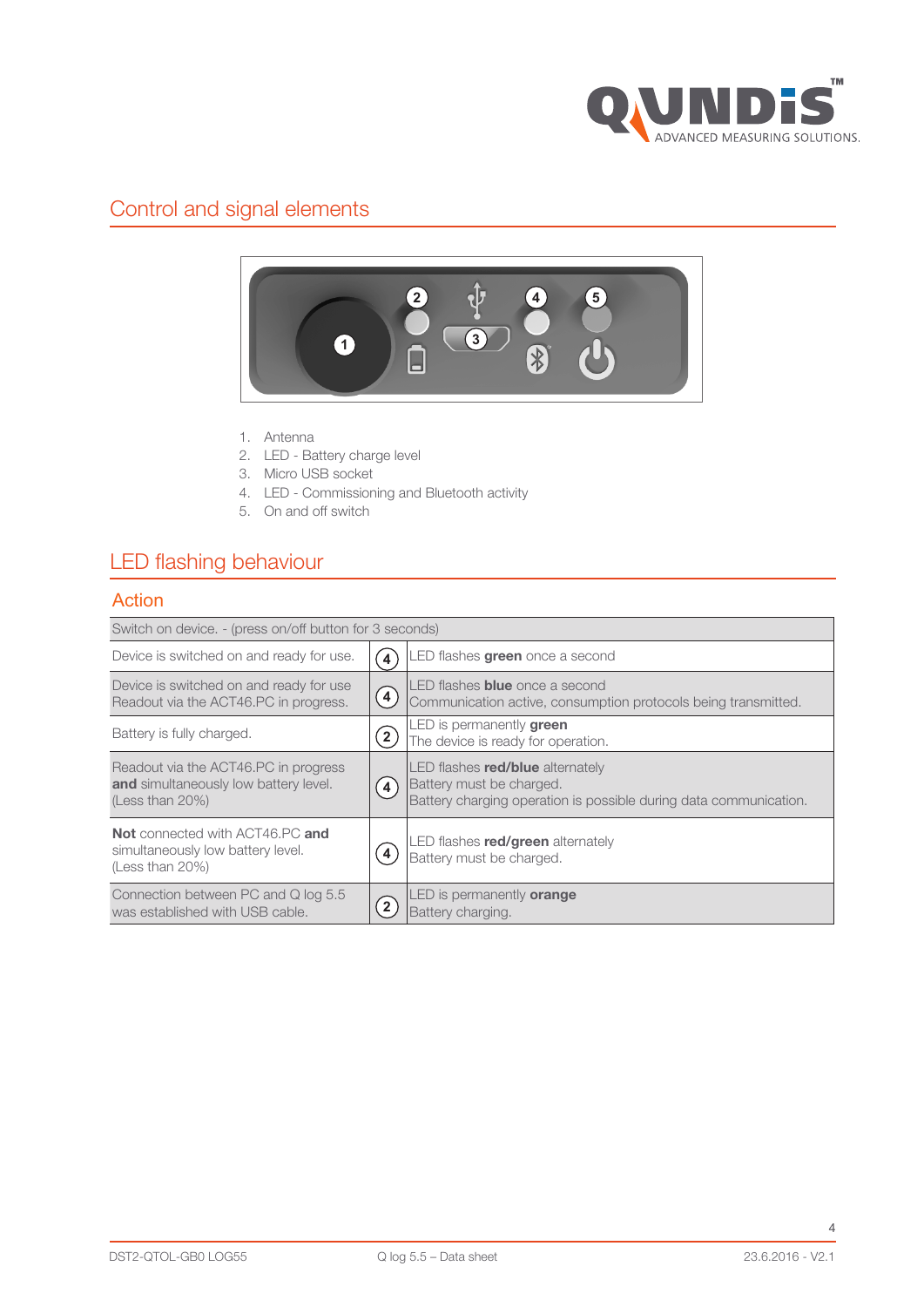## Control and signal elements

1. Antenna
2. LED - Battery charge level
3. Micro USB socket
4. LED - Commissioning and Bluetooth activity
5. On and off switch

## LED flashing behaviour

### Action

| Switch on device. - (press on/off button for 3 seconds) | | |
|---|---|---|
| Device is switched on and ready for use. | 4 | LED flashes **green** once a second |
| Device is switched on and ready for use Readout via the ACT46.PC in progress. | 4 | LED flashes **blue** once a second<br>Communication active, consumption protocols being transmitted. |
| Battery is fully charged. | 2 | LED is permanently **green**<br>The device is ready for operation. |
| Readout via the ACT46.PC in progress **and** simultaneously low battery level. (Less than 20%) | 4 | LED flashes **red/blue** alternately<br>Battery must be charged.<br>Battery charging operation is possible during data communication. |
| **Not** connected with ACT46.PC **and** simultaneously low battery level. (Less than 20%) | 4 | LED flashes **red/green** alternately<br>Battery must be charged. |
| Connection between PC and Q log 5.5 was established with USB cable. | 2 | LED is permanently **orange**<br>Battery charging. |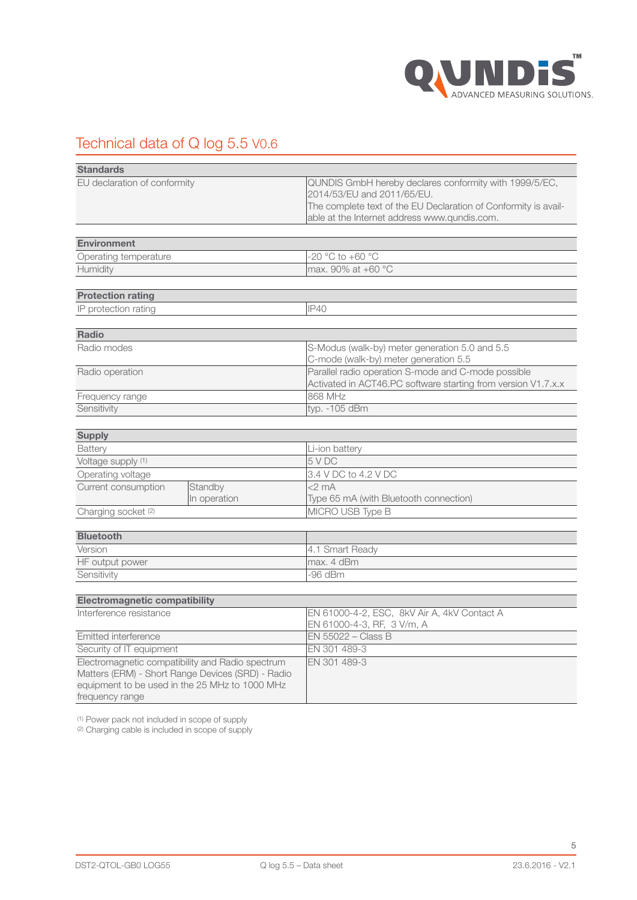# Technical data of Q log 5.5 V0.6

| **Standards** | | |
|---|---|---|
| EU declaration of conformity | | QUNDIS GmbH hereby declares conformity with 1999/5/EC, 2014/53/EU and 2011/65/EU. The complete text of the EU Declaration of Conformity is available at the Internet address www.qundis.com. |

| **Environment** | | |
|---|---|---|
| Operating temperature | | -20 °C to +60 °C |
| Humidity | | max. 90% at +60 °C |

| **Protection rating** | | |
|---|---|---|
| IP protection rating | | IP40 |

| **Radio** | | |
|---|---|---|
| Radio modes | | S-Modus (walk-by) meter generation 5.0 and 5.5<br>C-mode (walk-by) meter generation 5.5 |
| Radio operation | | Parallel radio operation S-mode and C-mode possible<br>Activated in ACT46.PC software starting from version V1.7.x.x |
| Frequency range | | 868 MHz |
| Sensitivity | | typ. -105 dBm |

| **Supply** | | |
|---|---|---|
| Battery | | Li-ion battery |
| Voltage supply [1] | | 5 V DC |
| Operating voltage | | 3.4 V DC to 4.2 V DC |
| Current consumption | Standby | <2 mA |
| | In operation | Type 65 mA (with Bluetooth connection) |
| Charging socket [2] | | MICRO USB Type B |

| **Bluetooth** | | |
|---|---|---|
| Version | | 4.1 Smart Ready |
| HF output power | | max. 4 dBm |
| Sensitivity | | -96 dBm |

| **Electromagnetic compatibility** | | |
|---|---|---|
| Interference resistance | | EN 61000-4-2, ESC, 8kV Air A, 4kV Contact A<br>EN 61000-4-3, RF, 3 V/m, A |
| Emitted interference | | EN 55022 – Class B |
| Security of IT equipment | | EN 301 489-3 |
| Electromagnetic compatibility and Radio spectrum Matters (ERM) - Short Range Devices (SRD) - Radio equipment to be used in the 25 MHz to 1000 MHz frequency range | | EN 301 489-3 |

[1] Power pack not included in scope of supply
[2] Charging cable is included in scope of supply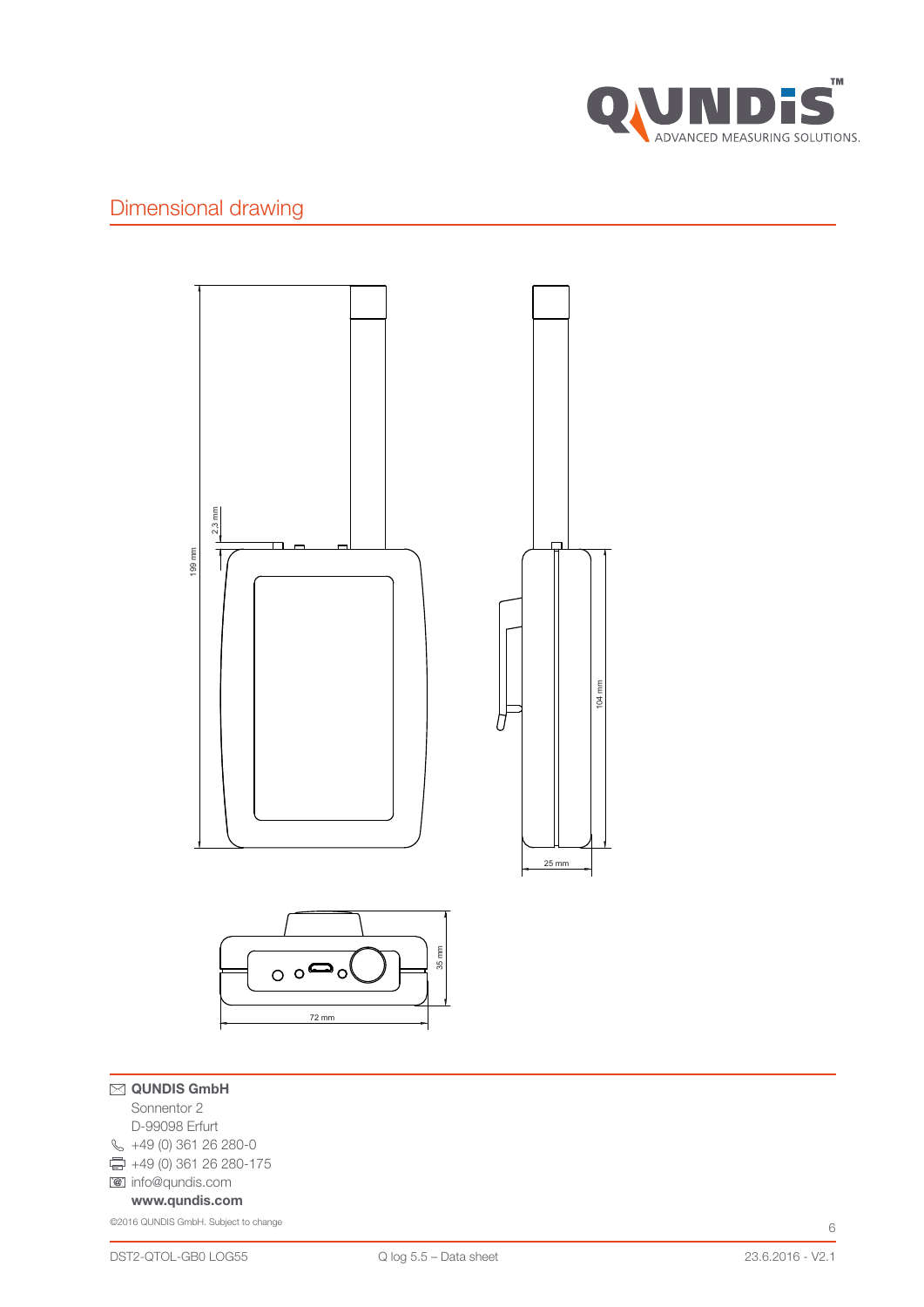## Dimensional drawing

199 mm

2.3 mm

104 mm

25 mm

35 mm

72 mm

✉ **QUNDIS GmbH**
Sonnentor 2
D-99098 Erfurt
+49 (0) 361 26 280-0
+49 (0) 361 26 280-175
info@qundis.com
**www.qundis.com**

©2016 QUNDIS GmbH. Subject to change

DST2-QTOL-GB0 LOG55 Q log 5.5 – Data sheet 23.6.2016 - V2.1